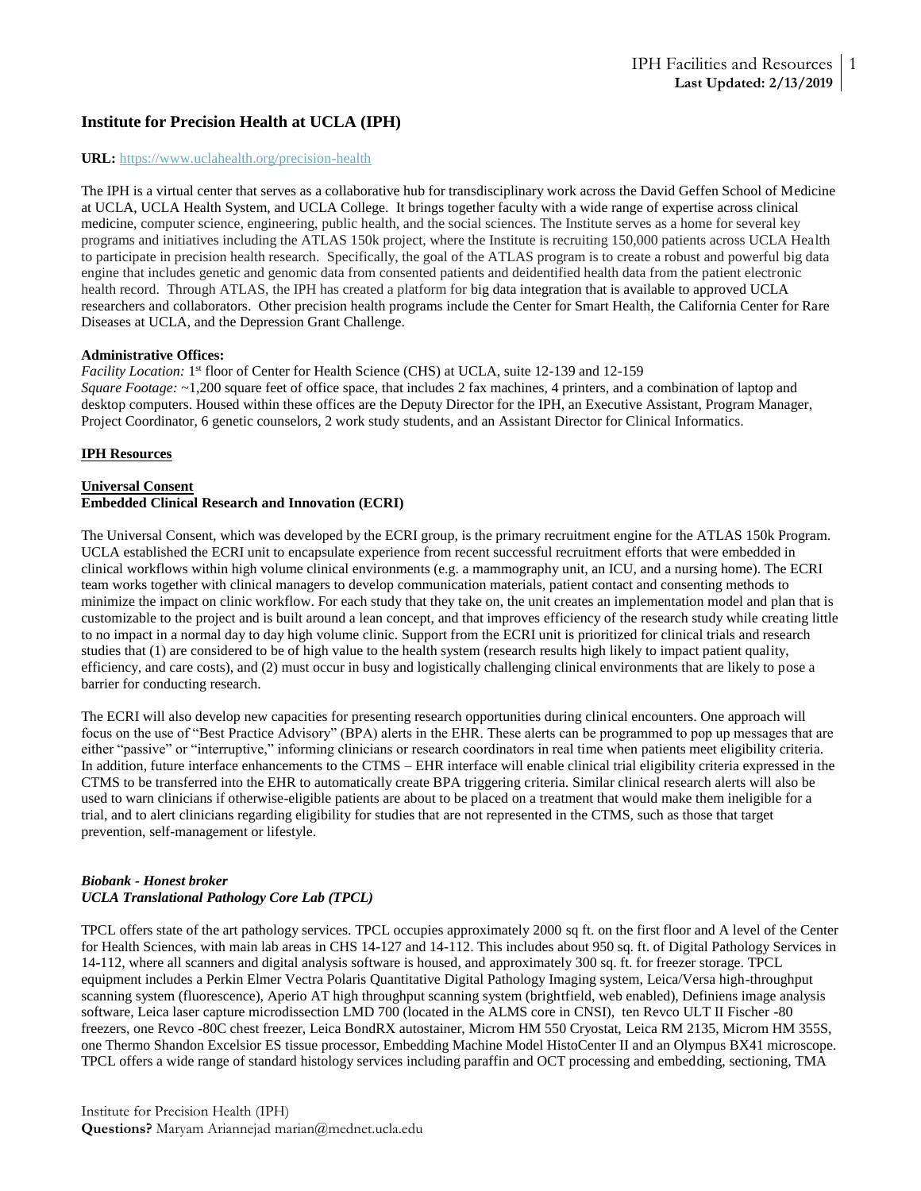# Institute for Precision Health at UCLA (IPH)

**URL:** https://www.uclahealth.org/precision-health

The IPH is a virtual center that serves as a collaborative hub for transdisciplinary work across the David Geffen School of Medicine at UCLA, UCLA Health System, and UCLA College. It brings together faculty with a wide range of expertise across clinical medicine, computer science, engineering, public health, and the social sciences. The Institute serves as a home for several key programs and initiatives including the ATLAS 150k project, where the Institute is recruiting 150,000 patients across UCLA Health to participate in precision health research. Specifically, the goal of the ATLAS program is to create a robust and powerful big data engine that includes genetic and genomic data from consented patients and deidentified health data from the patient electronic health record. Through ATLAS, the IPH has created a platform for big data integration that is available to approved UCLA researchers and collaborators. Other precision health programs include the Center for Smart Health, the California Center for Rare Diseases at UCLA, and the Depression Grant Challenge.

**Administrative Offices:**

*Facility Location:* 1st floor of Center for Health Science (CHS) at UCLA, suite 12-139 and 12-159

*Square Footage:* ~1,200 square feet of office space, that includes 2 fax machines, 4 printers, and a combination of laptop and desktop computers. Housed within these offices are the Deputy Director for the IPH, an Executive Assistant, Program Manager, Project Coordinator, 6 genetic counselors, 2 work study students, and an Assistant Director for Clinical Informatics.

## IPH Resources

### Universal Consent

### Embedded Clinical Research and Innovation (ECRI)

The Universal Consent, which was developed by the ECRI group, is the primary recruitment engine for the ATLAS 150k Program. UCLA established the ECRI unit to encapsulate experience from recent successful recruitment efforts that were embedded in clinical workflows within high volume clinical environments (e.g. a mammography unit, an ICU, and a nursing home). The ECRI team works together with clinical managers to develop communication materials, patient contact and consenting methods to minimize the impact on clinic workflow. For each study that they take on, the unit creates an implementation model and plan that is customizable to the project and is built around a lean concept, and that improves efficiency of the research study while creating little to no impact in a normal day to day high volume clinic. Support from the ECRI unit is prioritized for clinical trials and research studies that (1) are considered to be of high value to the health system (research results high likely to impact patient quality, efficiency, and care costs), and (2) must occur in busy and logistically challenging clinical environments that are likely to pose a barrier for conducting research.

The ECRI will also develop new capacities for presenting research opportunities during clinical encounters. One approach will focus on the use of "Best Practice Advisory" (BPA) alerts in the EHR. These alerts can be programmed to pop up messages that are either "passive" or "interruptive," informing clinicians or research coordinators in real time when patients meet eligibility criteria. In addition, future interface enhancements to the CTMS – EHR interface will enable clinical trial eligibility criteria expressed in the CTMS to be transferred into the EHR to automatically create BPA triggering criteria. Similar clinical research alerts will also be used to warn clinicians if otherwise-eligible patients are about to be placed on a treatment that would make them ineligible for a trial, and to alert clinicians regarding eligibility for studies that are not represented in the CTMS, such as those that target prevention, self-management or lifestyle.

### *Biobank - Honest broker*

### *UCLA Translational Pathology Core Lab (TPCL)*

TPCL offers state of the art pathology services. TPCL occupies approximately 2000 sq ft. on the first floor and A level of the Center for Health Sciences, with main lab areas in CHS 14-127 and 14-112. This includes about 950 sq. ft. of Digital Pathology Services in 14-112, where all scanners and digital analysis software is housed, and approximately 300 sq. ft. for freezer storage. TPCL equipment includes a Perkin Elmer Vectra Polaris Quantitative Digital Pathology Imaging system, Leica/Versa high-throughput scanning system (fluorescence), Aperio AT high throughput scanning system (brightfield, web enabled), Definiens image analysis software, Leica laser capture microdissection LMD 700 (located in the ALMS core in CNSI), ten Revco ULT II Fischer -80 freezers, one Revco -80C chest freezer, Leica BondRX autostainer, Microm HM 550 Cryostat, Leica RM 2135, Microm HM 355S, one Thermo Shandon Excelsior ES tissue processor, Embedding Machine Model HistoCenter II and an Olympus BX41 microscope. TPCL offers a wide range of standard histology services including paraffin and OCT processing and embedding, sectioning, TMA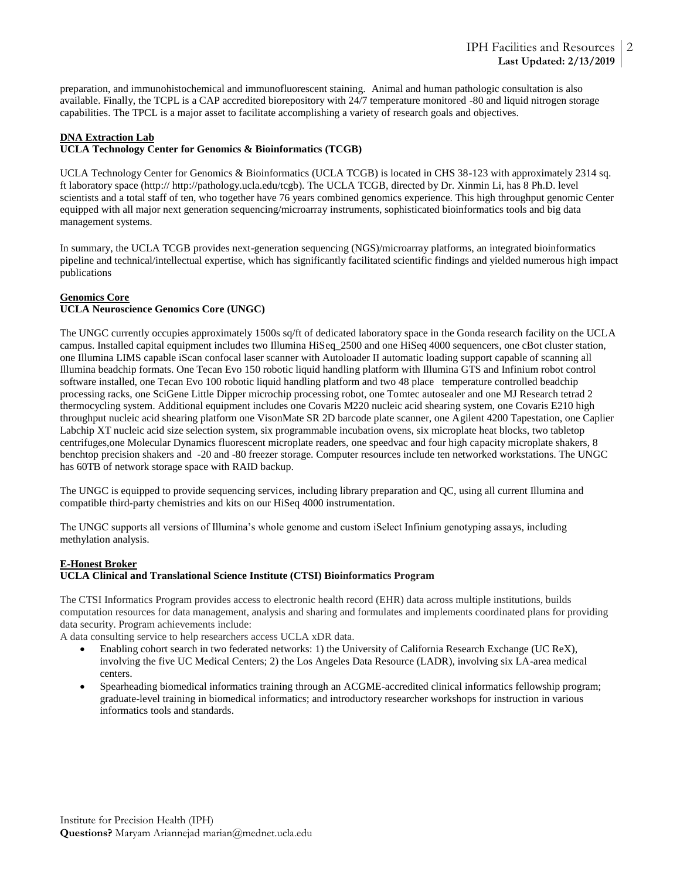preparation, and immunohistochemical and immunofluorescent staining. Animal and human pathologic consultation is also available. Finally, the TCPL is a CAP accredited biorepository with 24/7 temperature monitored -80 and liquid nitrogen storage capabilities. The TPCL is a major asset to facilitate accomplishing a variety of research goals and objectives.

**DNA Extraction Lab**
**UCLA Technology Center for Genomics & Bioinformatics (TCGB)**

UCLA Technology Center for Genomics & Bioinformatics (UCLA TCGB) is located in CHS 38-123 with approximately 2314 sq. ft laboratory space (http:// http://pathology.ucla.edu/tcgb). The UCLA TCGB, directed by Dr. Xinmin Li, has 8 Ph.D. level scientists and a total staff of ten, who together have 76 years combined genomics experience. This high throughput genomic Center equipped with all major next generation sequencing/microarray instruments, sophisticated bioinformatics tools and big data management systems.

In summary, the UCLA TCGB provides next-generation sequencing (NGS)/microarray platforms, an integrated bioinformatics pipeline and technical/intellectual expertise, which has significantly facilitated scientific findings and yielded numerous high impact publications

**Genomics Core**
**UCLA Neuroscience Genomics Core (UNGC)**

The UNGC currently occupies approximately 1500s sq/ft of dedicated laboratory space in the Gonda research facility on the UCLA campus. Installed capital equipment includes two Illumina HiSeq_2500 and one HiSeq 4000 sequencers, one cBot cluster station, one Illumina LIMS capable iScan confocal laser scanner with Autoloader II automatic loading support capable of scanning all Illumina beadchip formats. One Tecan Evo 150 robotic liquid handling platform with Illumina GTS and Infinium robot control software installed, one Tecan Evo 100 robotic liquid handling platform and two 48 place temperature controlled beadchip processing racks, one SciGene Little Dipper microchip processing robot, one Tomtec autosealer and one MJ Research tetrad 2 thermocycling system. Additional equipment includes one Covaris M220 nucleic acid shearing system, one Covaris E210 high throughput nucleic acid shearing platform one VisonMate SR 2D barcode plate scanner, one Agilent 4200 Tapestation, one Caplier Labchip XT nucleic acid size selection system, six programmable incubation ovens, six microplate heat blocks, two tabletop centrifuges,one Molecular Dynamics fluorescent microplate readers, one speedvac and four high capacity microplate shakers, 8 benchtop precision shakers and -20 and -80 freezer storage. Computer resources include ten networked workstations. The UNGC has 60TB of network storage space with RAID backup.

The UNGC is equipped to provide sequencing services, including library preparation and QC, using all current Illumina and compatible third-party chemistries and kits on our HiSeq 4000 instrumentation.

The UNGC supports all versions of Illumina's whole genome and custom iSelect Infinium genotyping assays, including methylation analysis.

**E-Honest Broker**
**UCLA Clinical and Translational Science Institute (CTSI) Bioinformatics Program**

The CTSI Informatics Program provides access to electronic health record (EHR) data across multiple institutions, builds computation resources for data management, analysis and sharing and formulates and implements coordinated plans for providing data security. Program achievements include:

A data consulting service to help researchers access UCLA xDR data.

- Enabling cohort search in two federated networks: 1) the University of California Research Exchange (UC ReX), involving the five UC Medical Centers; 2) the Los Angeles Data Resource (LADR), involving six LA-area medical centers.
- Spearheading biomedical informatics training through an ACGME-accredited clinical informatics fellowship program; graduate-level training in biomedical informatics; and introductory researcher workshops for instruction in various informatics tools and standards.